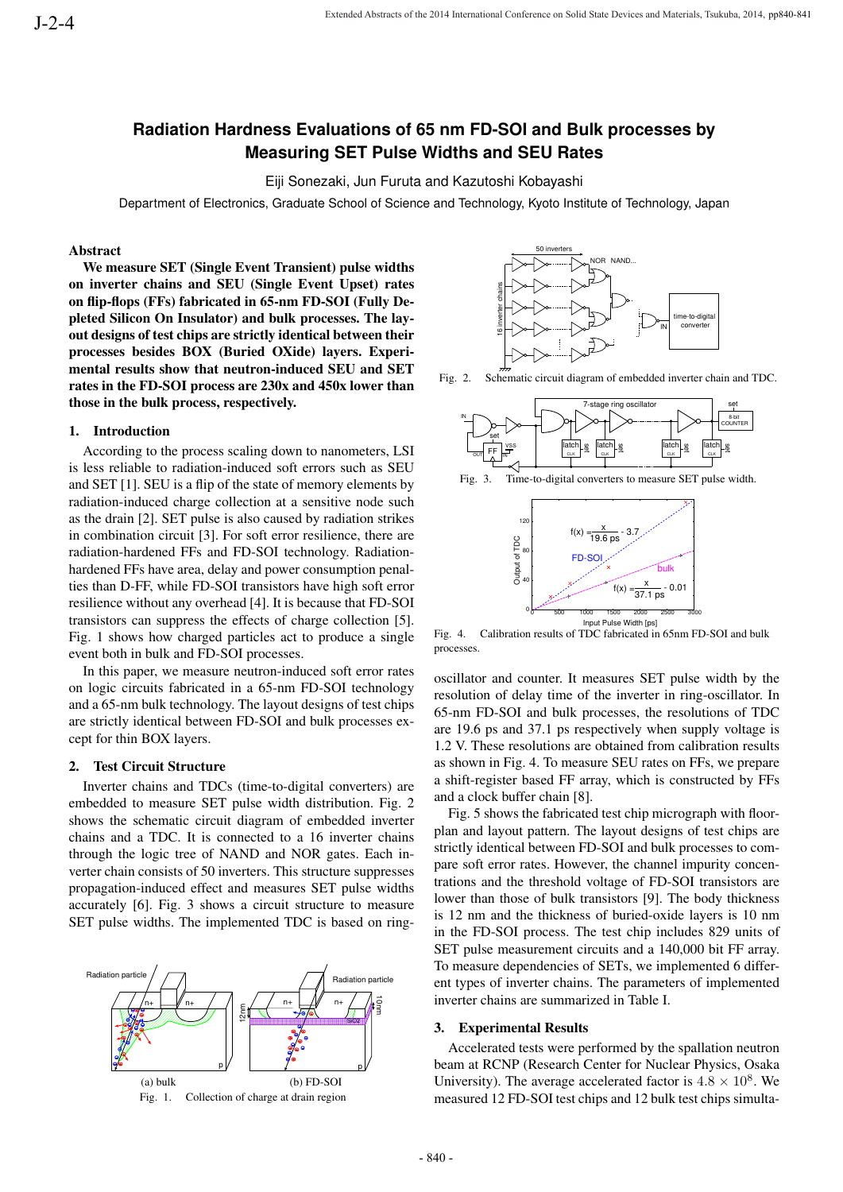# Radiation Hardness Evaluations of 65 nm FD-SOI and Bulk processes by Measuring SET Pulse Widths and SEU Rates

Eiji Sonezaki, Jun Furuta and Kazutoshi Kobayashi

Department of Electronics, Graduate School of Science and Technology, Kyoto Institute of Technology, Japan

## Abstract

**We measure SET (Single Event Transient) pulse widths on inverter chains and SEU (Single Event Upset) rates on flip-flops (FFs) fabricated in 65-nm FD-SOI (Fully Depleted Silicon On Insulator) and bulk processes. The layout designs of test chips are strictly identical between their processes besides BOX (Buried OXide) layers. Experimental results show that neutron-induced SEU and SET rates in the FD-SOI process are 230x and 450x lower than those in the bulk process, respectively.**

## 1. Introduction

According to the process scaling down to nanometers, LSI is less reliable to radiation-induced soft errors such as SEU and SET [1]. SEU is a flip of the state of memory elements by radiation-induced charge collection at a sensitive node such as the drain [2]. SET pulse is also caused by radiation strikes in combination circuit [3]. For soft error resilience, there are radiation-hardened FFs and FD-SOI technology. Radiation-hardened FFs have area, delay and power consumption penalties than D-FF, while FD-SOI transistors have high soft error resilience without any overhead [4]. It is because that FD-SOI transistors can suppress the effects of charge collection [5]. Fig. 1 shows how charged particles act to produce a single event both in bulk and FD-SOI processes.

In this paper, we measure neutron-induced soft error rates on logic circuits fabricated in a 65-nm FD-SOI technology and a 65-nm bulk technology. The layout designs of test chips are strictly identical between FD-SOI and bulk processes except for thin BOX layers.

## 2. Test Circuit Structure

Inverter chains and TDCs (time-to-digital converters) are embedded to measure SET pulse width distribution. Fig. 2 shows the schematic circuit diagram of embedded inverter chains and a TDC. It is connected to a 16 inverter chains through the logic tree of NAND and NOR gates. Each inverter chain consists of 50 inverters. This structure suppresses propagation-induced effect and measures SET pulse widths accurately [6]. Fig. 3 shows a circuit structure to measure SET pulse widths. The implemented TDC is based on ring-oscillator and counter. It measures SET pulse width by the resolution of delay time of the inverter in ring-oscillator. In 65-nm FD-SOI and bulk processes, the resolutions of TDC are 19.6 ps and 37.1 ps respectively when supply voltage is 1.2 V. These resolutions are obtained from calibration results as shown in Fig. 4. To measure SEU rates on FFs, we prepare a shift-register based FF array, which is constructed by FFs and a clock buffer chain [8].

Fig. 1. Collection of charge at drain region

Fig. 2. Schematic circuit diagram of embedded inverter chain and TDC.

Fig. 3. Time-to-digital converters to measure SET pulse width.

Fig. 4. Calibration results of TDC fabricated in 65nm FD-SOI and bulk processes.

Fig. 5 shows the fabricated test chip micrograph with floorplan and layout pattern. The layout designs of test chips are strictly identical between FD-SOI and bulk processes to compare soft error rates. However, the channel impurity concentrations and the threshold voltage of FD-SOI transistors are lower than those of bulk transistors [9]. The body thickness is 12 nm and the thickness of buried-oxide layers is 10 nm in the FD-SOI process. The test chip includes 829 units of SET pulse measurement circuits and a 140,000 bit FF array. To measure dependencies of SETs, we implemented 6 different types of inverter chains. The parameters of implemented inverter chains are summarized in Table I.

## 3. Experimental Results

Accelerated tests were performed by the spallation neutron beam at RCNP (Research Center for Nuclear Physics, Osaka University). The average accelerated factor is $4.8 \times 10^8$. We measured 12 FD-SOI test chips and 12 bulk test chips simulta-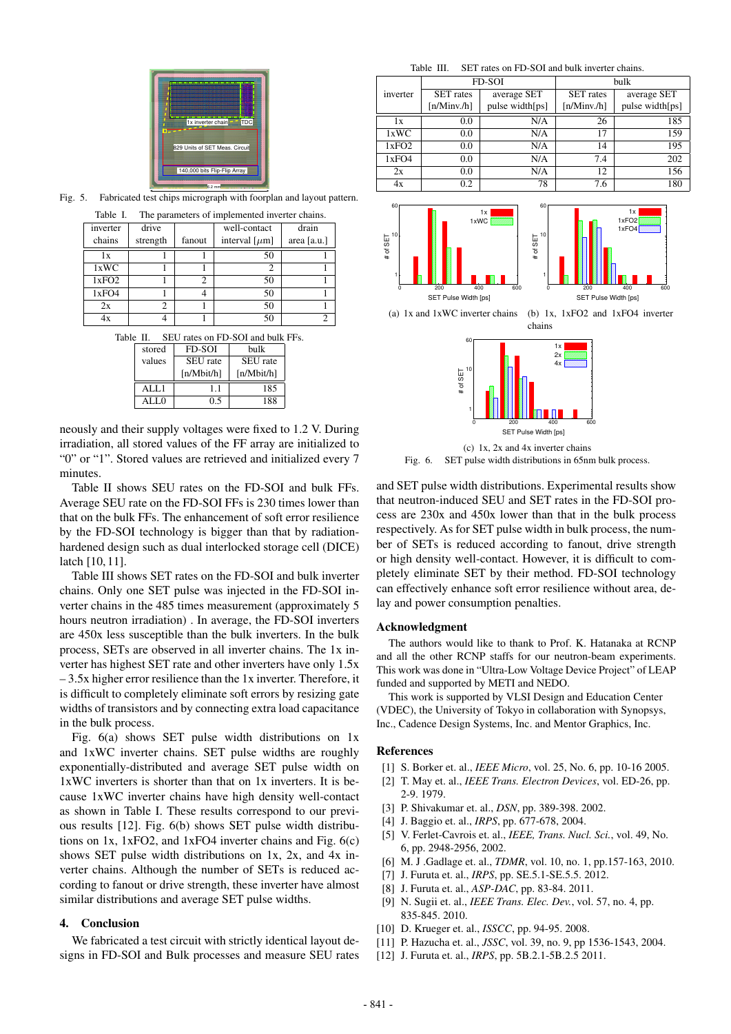1x inverter chain

TDC

829 Units of SET Meas. Circuit

140,000 bits Flip-Flop Array

0.2 mm

Fig. 5. Fabricated test chips micrograph with foorplan and layout pattern.

Table I. The parameters of implemented inverter chains.

| inverter chains | drive strength | fanout | well-contact interval [$\mu$m] | drain area [a.u.] |
|---|---|---|---|---|
| 1x | 1 | 1 | 50 | 1 |
| 1xWC | 1 | 1 | 2 | 1 |
| 1xFO2 | 1 | 2 | 50 | 1 |
| 1xFO4 | 1 | 4 | 50 | 1 |
| 2x | 2 | 1 | 50 | 1 |
| 4x | 4 | 1 | 50 | 2 |

Table II. SEU rates on FD-SOI and bulk FFs.

| stored values | FD-SOI | bulk |
|---|---|---|
| | SEU rate [n/Mbit/h] | SEU rate [n/Mbit/h] |
| ALL1 | 1.1 | 185 |
| ALL0 | 0.5 | 188 |

neously and their supply voltages were fixed to 1.2 V. During irradiation, all stored values of the FF array are initialized to "0" or "1". Stored values are retrieved and initialized every 7 minutes.

Table II shows SEU rates on the FD-SOI and bulk FFs. Average SEU rate on the FD-SOI FFs is 230 times lower than that on the bulk FFs. The enhancement of soft error resilience by the FD-SOI technology is bigger than that by radiation-hardened design such as dual interlocked storage cell (DICE) latch [10, 11].

Table III shows SET rates on the FD-SOI and bulk inverter chains. Only one SET pulse was injected in the FD-SOI inverter chains in the 485 times measurement (approximately 5 hours neutron irradiation) . In average, the FD-SOI inverters are 450x less susceptible than the bulk inverters. In the bulk process, SETs are observed in all inverter chains. The 1x inverter has highest SET rate and other inverters have only 1.5x – 3.5x higher error resilience than the 1x inverter. Therefore, it is difficult to completely eliminate soft errors by resizing gate widths of transistors and by connecting extra load capacitance in the bulk process.

Fig. 6(a) shows SET pulse width distributions on 1x and 1xWC inverter chains. SET pulse widths are roughly exponentially-distributed and average SET pulse width on 1xWC inverters is shorter than that on 1x inverters. It is because 1xWC inverter chains have high density well-contact as shown in Table I. These results correspond to our previous results [12]. Fig. 6(b) shows SET pulse width distributions on 1x, 1xFO2, and 1xFO4 inverter chains and Fig. 6(c) shows SET pulse width distributions on 1x, 2x, and 4x inverter chains. Although the number of SETs is reduced according to fanout or drive strength, these inverter have almost similar distributions and average SET pulse widths.

## 4. Conclusion

We fabricated a test circuit with strictly identical layout designs in FD-SOI and Bulk processes and measure SEU rates and SET pulse width distributions. Experimental results show that neutron-induced SEU and SET rates in the FD-SOI process are 230x and 450x lower than that in the bulk process respectively. As for SET pulse width in bulk process, the number of SETs is reduced according to fanout, drive strength or high density well-contact. However, it is difficult to completely eliminate SET by their method. FD-SOI technology can effectively enhance soft error resilience without area, delay and power consumption penalties.

Table III. SET rates on FD-SOI and bulk inverter chains.

| inverter | FD-SOI | | bulk | |
|---|---|---|---|---|
| | SET rates [n/Minv./h] | average SET pulse width[ps] | SET rates [n/Minv./h] | average SET pulse width[ps] |
| 1x | 0.0 | N/A | 26 | 185 |
| 1xWC | 0.0 | N/A | 17 | 159 |
| 1xFO2 | 0.0 | N/A | 14 | 195 |
| 1xFO4 | 0.0 | N/A | 7.4 | 202 |
| 2x | 0.0 | N/A | 12 | 156 |
| 4x | 0.2 | 78 | 7.6 | 180 |

# of SET
60
10
1
0
200
400
600
SET Pulse Width [ps]
1x
1xWC

(a) 1x and 1xWC inverter chains

# of SET
60
10
1
0
200
400
600
SET Pulse Width [ps]
1x
1xFO2
1xFO4

(b) 1x, 1xFO2 and 1xFO4 inverter chains

# of SET
60
10
1
0
200
400
600
SET Pulse Width [ps]
1x
2x
4x

(c) 1x, 2x and 4x inverter chains

Fig. 6. SET pulse width distributions in 65nm bulk process.

## Acknowledgment

The authors would like to thank to Prof. K. Hatanaka at RCNP and all the other RCNP staffs for our neutron-beam experiments. This work was done in "Ultra-Low Voltage Device Project" of LEAP funded and supported by METI and NEDO.

This work is supported by VLSI Design and Education Center (VDEC), the University of Tokyo in collaboration with Synopsys, Inc., Cadence Design Systems, Inc. and Mentor Graphics, Inc.

## References

[1] S. Borker et. al., *IEEE Micro*, vol. 25, No. 6, pp. 10-16 2005.

[2] T. May et. al., *IEEE Trans. Electron Devices*, vol. ED-26, pp. 2-9. 1979.

[3] P. Shivakumar et. al., *DSN*, pp. 389-398. 2002.

[4] J. Baggio et. al., *IRPS*, pp. 677-678, 2004.

[5] V. Ferlet-Cavrois et. al., *IEEE, Trans. Nucl. Sci.*, vol. 49, No. 6, pp. 2948-2956, 2002.

[6] M. J .Gadlage et. al., *TDMR*, vol. 10, no. 1, pp.157-163, 2010.

[7] J. Furuta et. al., *IRPS*, pp. SE.5.1-SE.5.5. 2012.

[8] J. Furuta et. al., *ASP-DAC*, pp. 83-84. 2011.

[9] N. Sugii et. al., *IEEE Trans. Elec. Dev.*, vol. 57, no. 4, pp. 835-845. 2010.

[10] D. Krueger et. al., *ISSCC*, pp. 94-95. 2008.

[11] P. Hazucha et. al., *JSSC*, vol. 39, no. 9, pp 1536-1543, 2004.

[12] J. Furuta et. al., *IRPS*, pp. 5B.2.1-5B.2.5 2011.